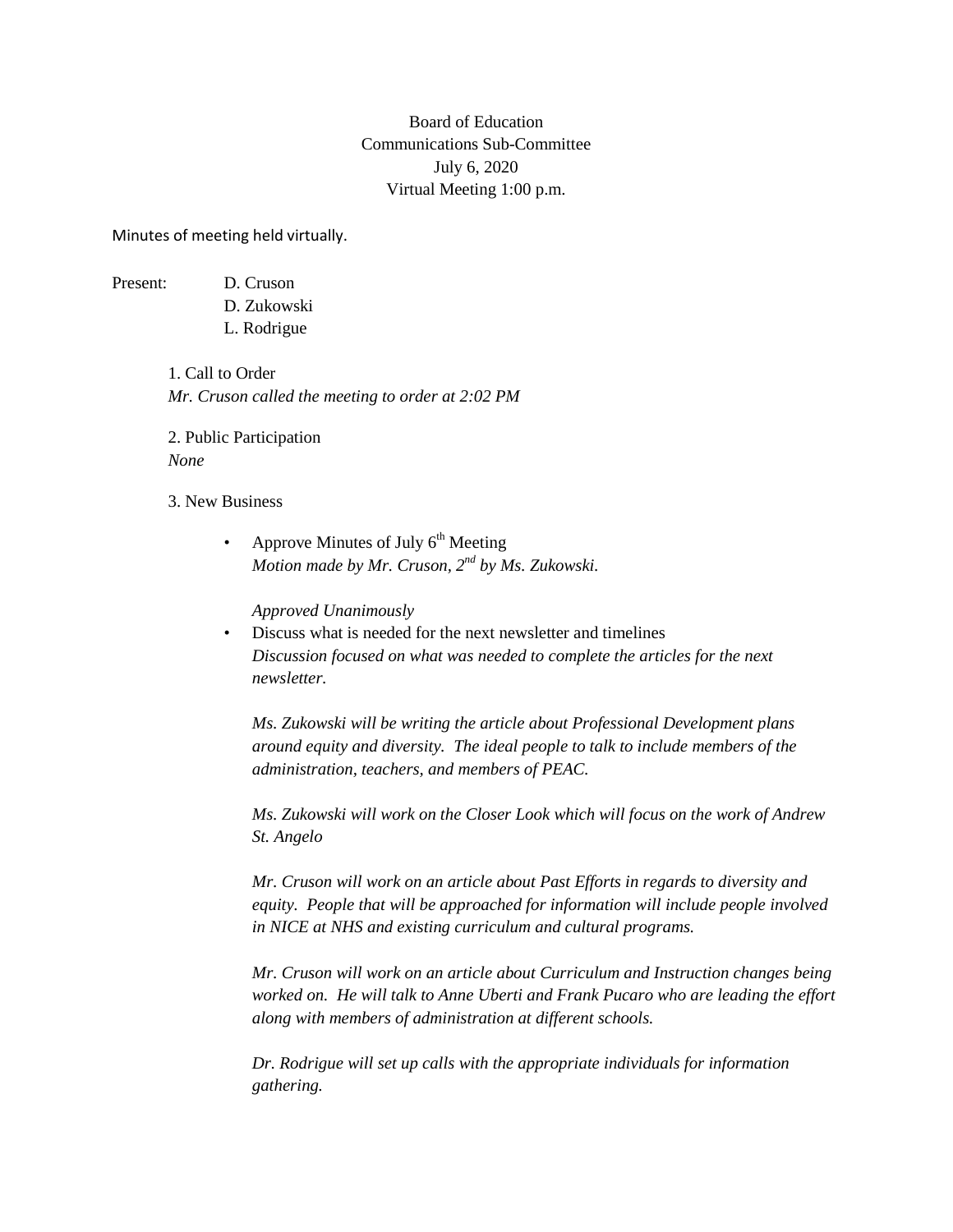Board of Education
Communications Sub-Committee
July 6, 2020
Virtual Meeting 1:00 p.m.

Minutes of meeting held virtually.

Present: D. Cruson
D. Zukowski
L. Rodrigue

1. Call to Order
*Mr. Cruson called the meeting to order at 2:02 PM*

2. Public Participation
*None*

3. New Business

- Approve Minutes of July 6th Meeting
  *Motion made by Mr. Cruson, 2nd by Ms. Zukowski.*

  *Approved Unanimously*
- Discuss what is needed for the next newsletter and timelines
  *Discussion focused on what was needed to complete the articles for the next newsletter.*

  *Ms. Zukowski will be writing the article about Professional Development plans around equity and diversity. The ideal people to talk to include members of the administration, teachers, and members of PEAC.*

  *Ms. Zukowski will work on the Closer Look which will focus on the work of Andrew St. Angelo*

  *Mr. Cruson will work on an article about Past Efforts in regards to diversity and equity. People that will be approached for information will include people involved in NICE at NHS and existing curriculum and cultural programs.*

  *Mr. Cruson will work on an article about Curriculum and Instruction changes being worked on. He will talk to Anne Uberti and Frank Pucaro who are leading the effort along with members of administration at different schools.*

  *Dr. Rodrigue will set up calls with the appropriate individuals for information gathering.*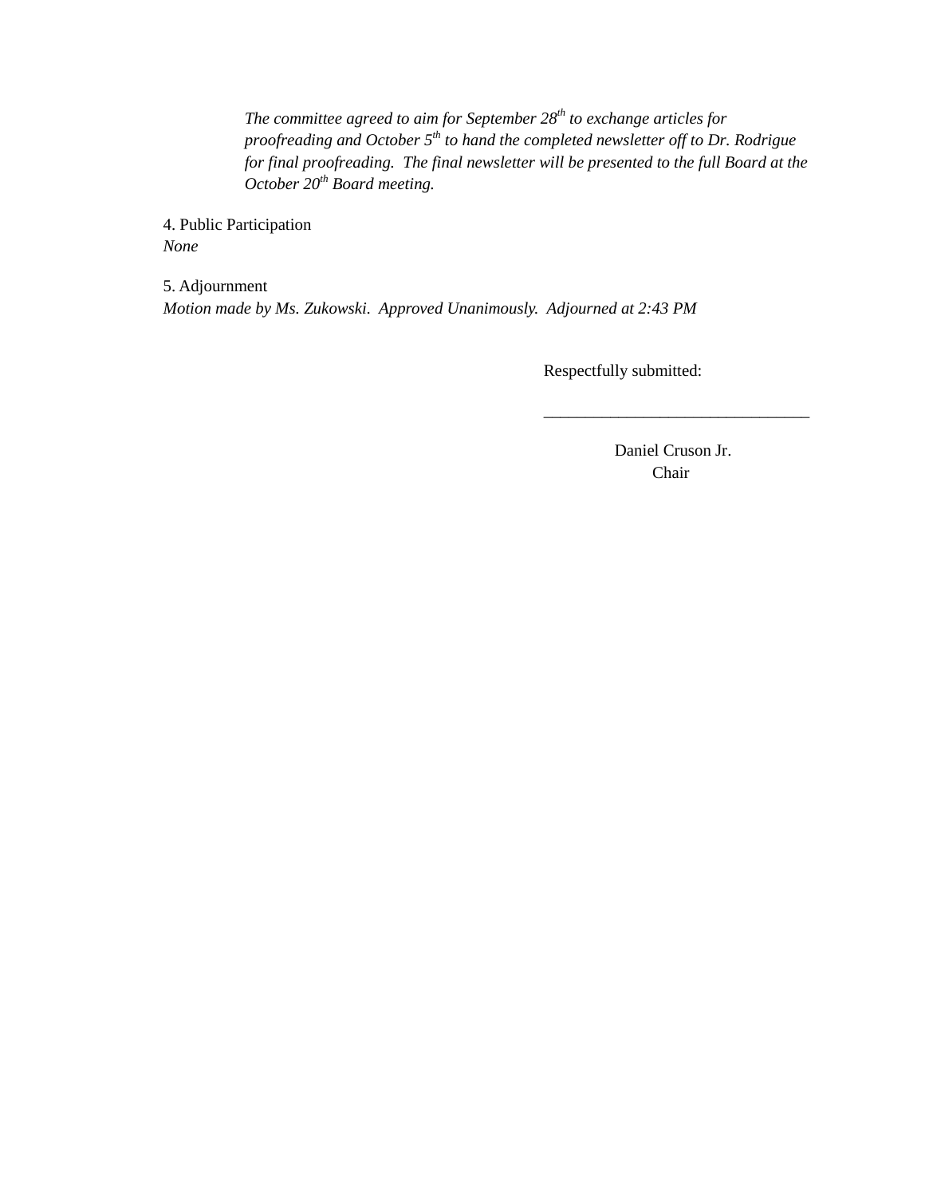*The committee agreed to aim for September 28th to exchange articles for proofreading and October 5th to hand the completed newsletter off to Dr. Rodrigue for final proofreading. The final newsletter will be presented to the full Board at the October 20th Board meeting.*

4. Public Participation
*None*

5. Adjournment
*Motion made by Ms. Zukowski. Approved Unanimously. Adjourned at 2:43 PM*

Respectfully submitted:

________________________________

Daniel Cruson Jr.
Chair